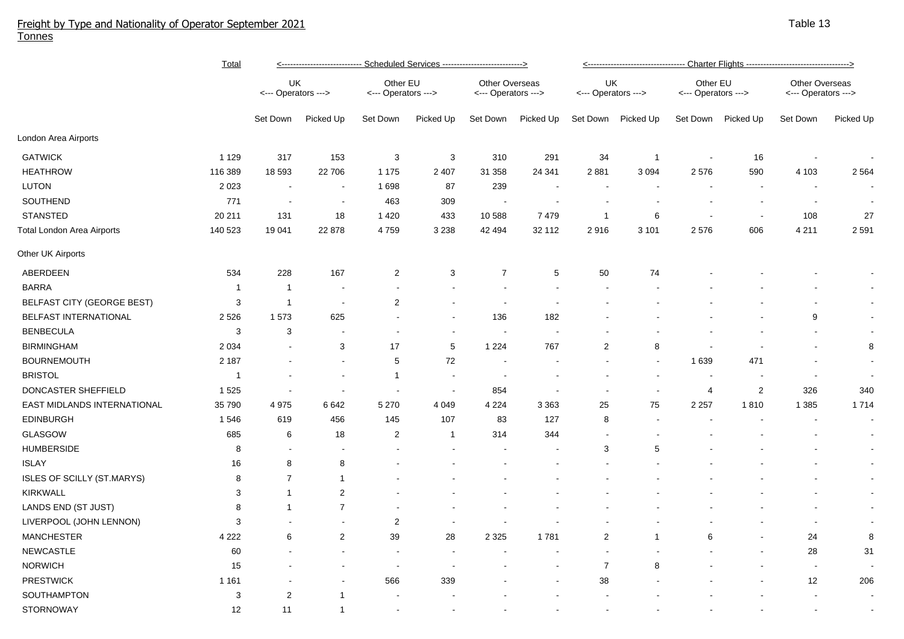# Freight by Type and Nationality of Operator September 2021

Tonnes

Table 13

| | Total | Scheduled Services | | | | | | Charter Flights | | | | | |
|---|---|---|---|---|---|---|---|---|---|---|---|---|---|
| | | UK Operators | | Other EU Operators | | Other Overseas Operators | | UK Operators | | Other EU Operators | | Other Overseas Operators | |
| | | Set Down | Picked Up | Set Down | Picked Up | Set Down | Picked Up | Set Down | Picked Up | Set Down | Picked Up | Set Down | Picked Up |
| **London Area Airports** | | | | | | | | | | | | | |
| GATWICK | 1 129 | 317 | 153 | 3 | 3 | 310 | 291 | 34 | 1 | - | 16 | - | - |
| HEATHROW | 116 389 | 18 593 | 22 706 | 1 175 | 2 407 | 31 358 | 24 341 | 2 881 | 3 094 | 2 576 | 590 | 4 103 | 2 564 |
| LUTON | 2 023 | - | - | 1 698 | 87 | 239 | - | - | - | - | - | - | - |
| SOUTHEND | 771 | - | - | 463 | 309 | - | - | - | - | - | - | - | - |
| STANSTED | 20 211 | 131 | 18 | 1 420 | 433 | 10 588 | 7 479 | 1 | 6 | - | - | 108 | 27 |
| Total London Area Airports | 140 523 | 19 041 | 22 878 | 4 759 | 3 238 | 42 494 | 32 112 | 2 916 | 3 101 | 2 576 | 606 | 4 211 | 2 591 |
| **Other UK Airports** | | | | | | | | | | | | | |
| ABERDEEN | 534 | 228 | 167 | 2 | 3 | 7 | 5 | 50 | 74 | - | - | - | - |
| BARRA | 1 | 1 | - | - | - | - | - | - | - | - | - | - | - |
| BELFAST CITY (GEORGE BEST) | 3 | 1 | - | 2 | - | - | - | - | - | - | - | - | - |
| BELFAST INTERNATIONAL | 2 526 | 1 573 | 625 | - | - | 136 | 182 | - | - | - | - | 9 | - |
| BENBECULA | 3 | 3 | - | - | - | - | - | - | - | - | - | - | - |
| BIRMINGHAM | 2 034 | - | 3 | 17 | 5 | 1 224 | 767 | 2 | 8 | - | - | - | 8 |
| BOURNEMOUTH | 2 187 | - | - | 5 | 72 | - | - | - | - | 1 639 | 471 | - | - |
| BRISTOL | 1 | - | - | 1 | - | - | - | - | - | - | - | - | - |
| DONCASTER SHEFFIELD | 1 525 | - | - | - | - | 854 | - | - | - | 4 | 2 | 326 | 340 |
| EAST MIDLANDS INTERNATIONAL | 35 790 | 4 975 | 6 642 | 5 270 | 4 049 | 4 224 | 3 363 | 25 | 75 | 2 257 | 1 810 | 1 385 | 1 714 |
| EDINBURGH | 1 546 | 619 | 456 | 145 | 107 | 83 | 127 | 8 | - | - | - | - | - |
| GLASGOW | 685 | 6 | 18 | 2 | 1 | 314 | 344 | - | - | - | - | - | - |
| HUMBERSIDE | 8 | - | - | - | - | - | - | 3 | 5 | - | - | - | - |
| ISLAY | 16 | 8 | 8 | - | - | - | - | - | - | - | - | - | - |
| ISLES OF SCILLY (ST.MARYS) | 8 | 7 | 1 | - | - | - | - | - | - | - | - | - | - |
| KIRKWALL | 3 | 1 | 2 | - | - | - | - | - | - | - | - | - | - |
| LANDS END (ST JUST) | 8 | 1 | 7 | - | - | - | - | - | - | - | - | - | - |
| LIVERPOOL (JOHN LENNON) | 3 | - | - | 2 | - | - | - | - | - | - | - | - | - |
| MANCHESTER | 4 222 | 6 | 2 | 39 | 28 | 2 325 | 1 781 | 2 | 1 | 6 | - | 24 | 8 |
| NEWCASTLE | 60 | - | - | - | - | - | - | - | - | - | - | 28 | 31 |
| NORWICH | 15 | - | - | - | - | - | - | 7 | 8 | - | - | - | - |
| PRESTWICK | 1 161 | - | - | 566 | 339 | - | - | 38 | - | - | - | 12 | 206 |
| SOUTHAMPTON | 3 | 2 | 1 | - | - | - | - | - | - | - | - | - | - |
| STORNOWAY | 12 | 11 | 1 | - | - | - | - | - | - | - | - | - | - |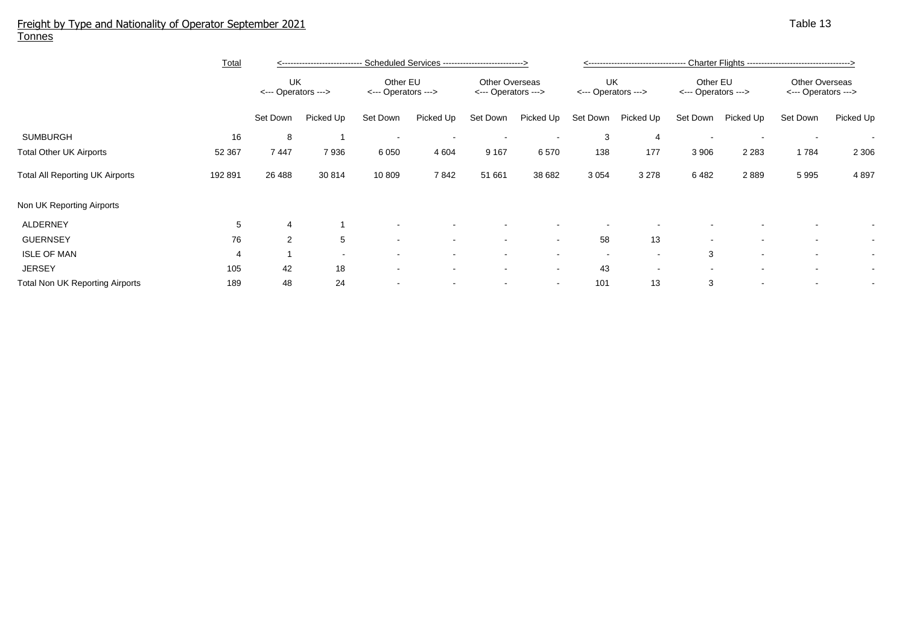## Freight by Type and Nationality of Operator September 2021
Tonnes

Table 13

| | Total | Scheduled Services | | | | | | Charter Flights | | | | | |
|---|---|---|---|---|---|---|---|---|---|---|---|---|---|
| | | UK Operators | | Other EU Operators | | Other Overseas Operators | | UK Operators | | Other EU Operators | | Other Overseas Operators | |
| | | Set Down | Picked Up | Set Down | Picked Up | Set Down | Picked Up | Set Down | Picked Up | Set Down | Picked Up | Set Down | Picked Up |
| SUMBURGH | 16 | 8 | 1 | - | - | - | - | 3 | 4 | - | - | - | - |
| Total Other UK Airports | 52 367 | 7 447 | 7 936 | 6 050 | 4 604 | 9 167 | 6 570 | 138 | 177 | 3 906 | 2 283 | 1 784 | 2 306 |
| Total All Reporting UK Airports | 192 891 | 26 488 | 30 814 | 10 809 | 7 842 | 51 661 | 38 682 | 3 054 | 3 278 | 6 482 | 2 889 | 5 995 | 4 897 |
| Non UK Reporting Airports | | | | | | | | | | | | | |
| ALDERNEY | 5 | 4 | 1 | - | - | - | - | - | - | - | - | - | - |
| GUERNSEY | 76 | 2 | 5 | - | - | - | - | 58 | 13 | - | - | - | - |
| ISLE OF MAN | 4 | 1 | - | - | - | - | - | - | - | 3 | - | - | - |
| JERSEY | 105 | 42 | 18 | - | - | - | - | 43 | - | - | - | - | - |
| Total Non UK Reporting Airports | 189 | 48 | 24 | - | - | - | - | 101 | 13 | 3 | - | - | - |